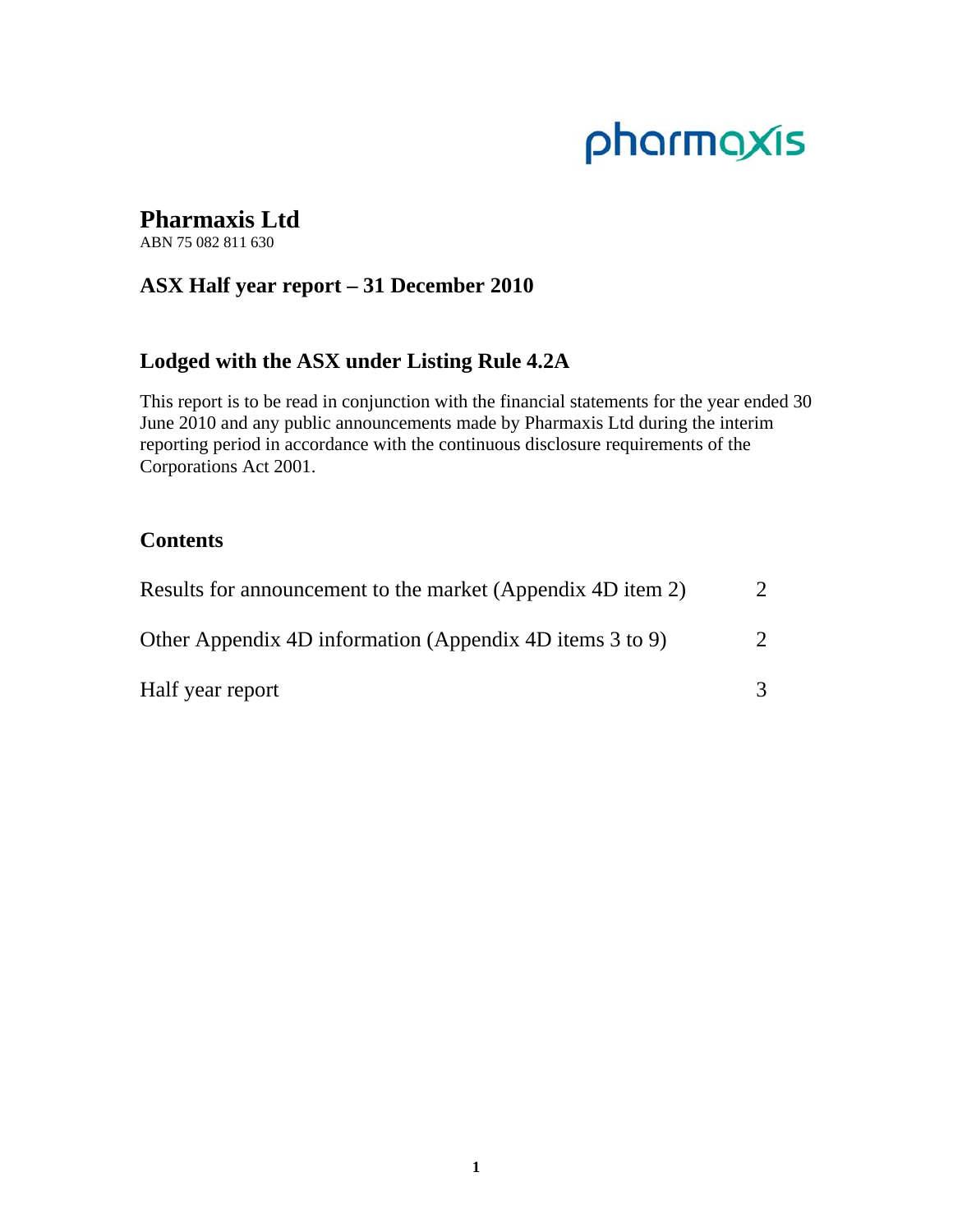pharmaxis

# Pharmaxis Ltd

ABN 75 082 811 630

## ASX Half year report – 31 December 2010

## Lodged with the ASX under Listing Rule 4.2A

This report is to be read in conjunction with the financial statements for the year ended 30 June 2010 and any public announcements made by Pharmaxis Ltd during the interim reporting period in accordance with the continuous disclosure requirements of the Corporations Act 2001.

## Contents

| | |
|---|---|
| Results for announcement to the market (Appendix 4D item 2) | 2 |
| Other Appendix 4D information (Appendix 4D items 3 to 9) | 2 |
| Half year report | 3 |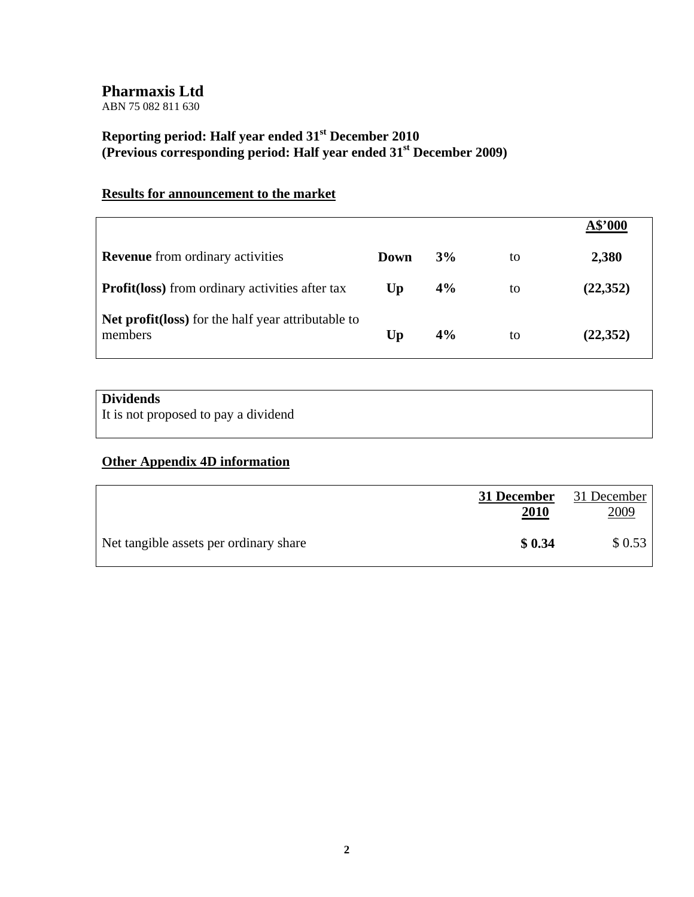# Pharmaxis Ltd

ABN 75 082 811 630

**Reporting period: Half year ended 31st December 2010**
**(Previous corresponding period: Half year ended 31st December 2009)**

## Results for announcement to the market

| | | | | A$'000 |
|---|---|---|---|---|
| **Revenue** from ordinary activities | **Down** | **3%** | to | **2,380** |
| **Profit(loss)** from ordinary activities after tax | **Up** | **4%** | to | **(22,352)** |
| **Net profit(loss)** for the half year attributable to members | **Up** | **4%** | to | **(22,352)** |

**Dividends**
It is not proposed to pay a dividend

## Other Appendix 4D information

| | **31 December 2010** | 31 December 2009 |
|---|---|---|
| Net tangible assets per ordinary share | **$ 0.34** | $ 0.53 |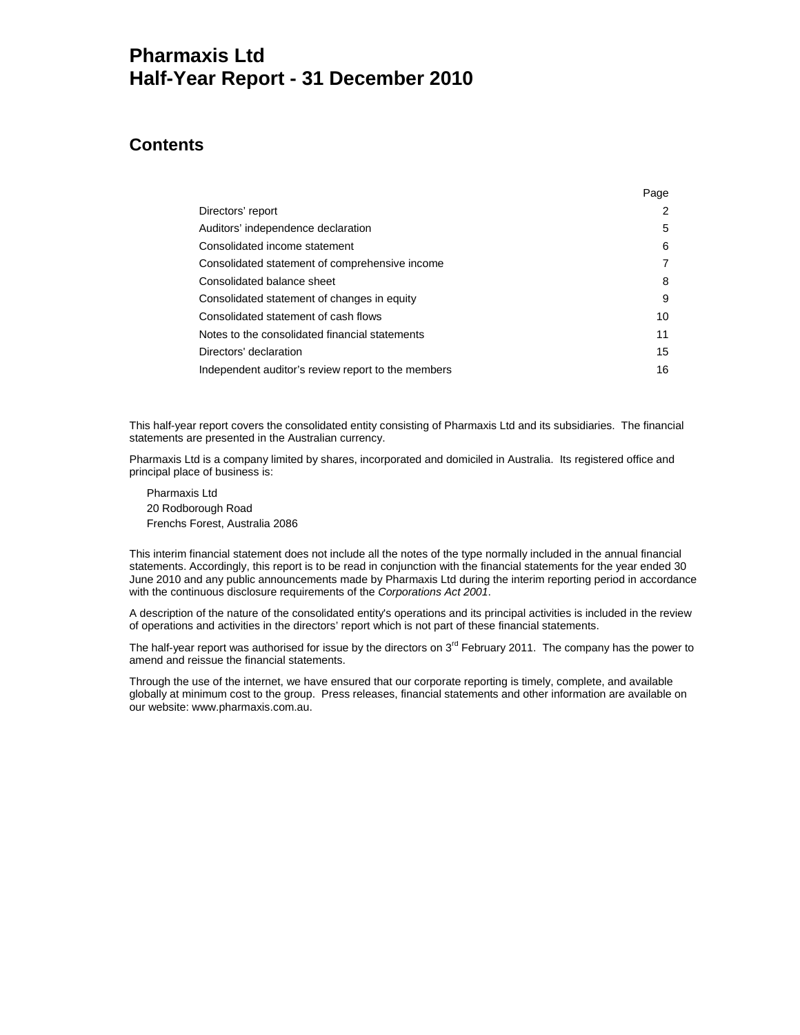# Pharmaxis Ltd
# Half-Year Report - 31 December 2010

## Contents

| | Page |
|---|---|
| Directors' report | 2 |
| Auditors' independence declaration | 5 |
| Consolidated income statement | 6 |
| Consolidated statement of comprehensive income | 7 |
| Consolidated balance sheet | 8 |
| Consolidated statement of changes in equity | 9 |
| Consolidated statement of cash flows | 10 |
| Notes to the consolidated financial statements | 11 |
| Directors' declaration | 15 |
| Independent auditor's review report to the members | 16 |

This half-year report covers the consolidated entity consisting of Pharmaxis Ltd and its subsidiaries. The financial statements are presented in the Australian currency.

Pharmaxis Ltd is a company limited by shares, incorporated and domiciled in Australia. Its registered office and principal place of business is:

Pharmaxis Ltd
20 Rodborough Road
Frenchs Forest, Australia 2086

This interim financial statement does not include all the notes of the type normally included in the annual financial statements. Accordingly, this report is to be read in conjunction with the financial statements for the year ended 30 June 2010 and any public announcements made by Pharmaxis Ltd during the interim reporting period in accordance with the continuous disclosure requirements of the *Corporations Act 2001*.

A description of the nature of the consolidated entity's operations and its principal activities is included in the review of operations and activities in the directors' report which is not part of these financial statements.

The half-year report was authorised for issue by the directors on 3rd February 2011. The company has the power to amend and reissue the financial statements.

Through the use of the internet, we have ensured that our corporate reporting is timely, complete, and available globally at minimum cost to the group. Press releases, financial statements and other information are available on our website: www.pharmaxis.com.au.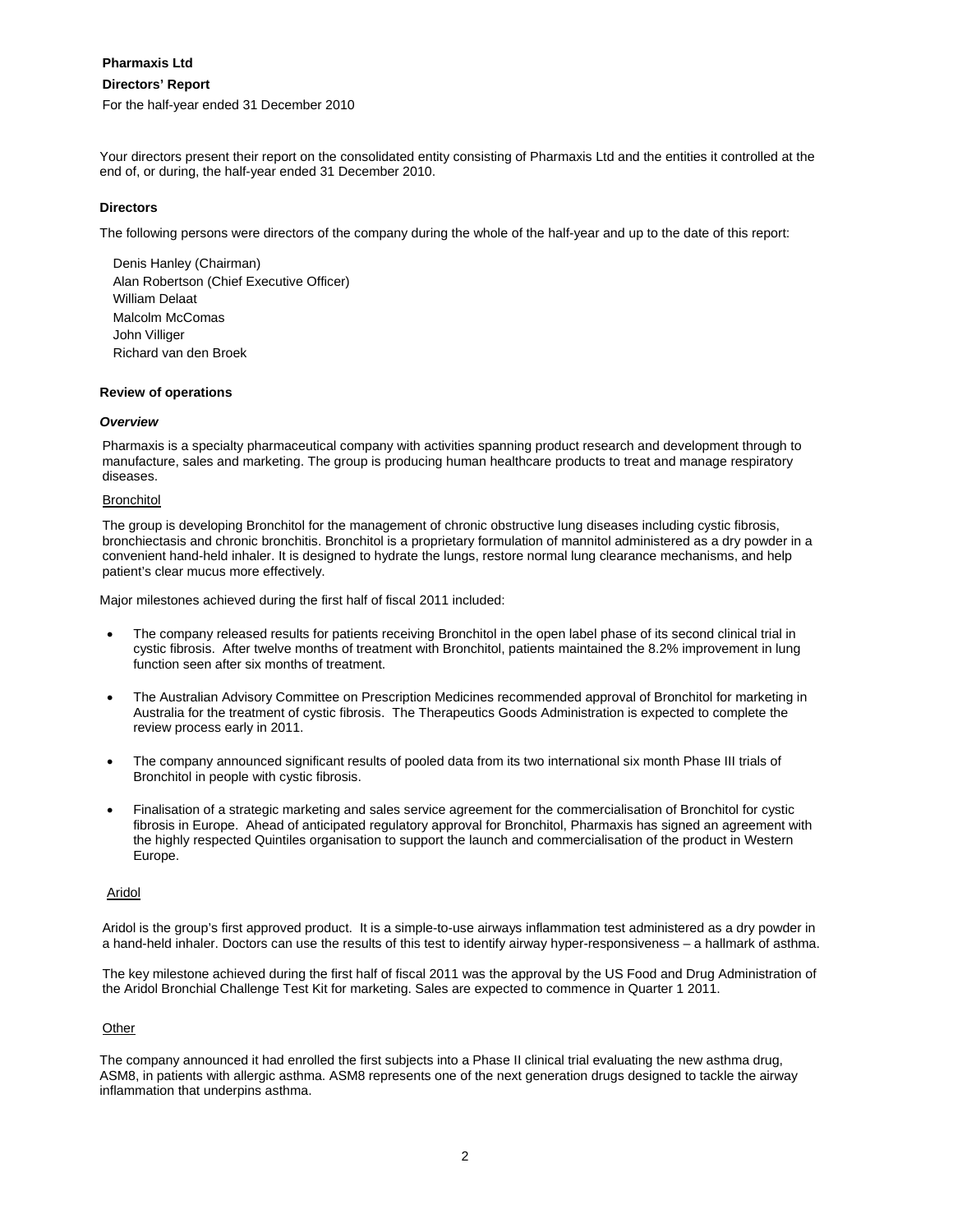**Pharmaxis Ltd**

**Directors' Report**

For the half-year ended 31 December 2010

Your directors present their report on the consolidated entity consisting of Pharmaxis Ltd and the entities it controlled at the end of, or during, the half-year ended 31 December 2010.

## Directors

The following persons were directors of the company during the whole of the half-year and up to the date of this report:

Denis Hanley (Chairman)
Alan Robertson (Chief Executive Officer)
William Delaat
Malcolm McComas
John Villiger
Richard van den Broek

## Review of operations

### *Overview*

Pharmaxis is a specialty pharmaceutical company with activities spanning product research and development through to manufacture, sales and marketing. The group is producing human healthcare products to treat and manage respiratory diseases.

<u>Bronchitol</u>

The group is developing Bronchitol for the management of chronic obstructive lung diseases including cystic fibrosis, bronchiectasis and chronic bronchitis. Bronchitol is a proprietary formulation of mannitol administered as a dry powder in a convenient hand-held inhaler. It is designed to hydrate the lungs, restore normal lung clearance mechanisms, and help patient's clear mucus more effectively.

Major milestones achieved during the first half of fiscal 2011 included:

- The company released results for patients receiving Bronchitol in the open label phase of its second clinical trial in cystic fibrosis. After twelve months of treatment with Bronchitol, patients maintained the 8.2% improvement in lung function seen after six months of treatment.
- The Australian Advisory Committee on Prescription Medicines recommended approval of Bronchitol for marketing in Australia for the treatment of cystic fibrosis. The Therapeutics Goods Administration is expected to complete the review process early in 2011.
- The company announced significant results of pooled data from its two international six month Phase III trials of Bronchitol in people with cystic fibrosis.
- Finalisation of a strategic marketing and sales service agreement for the commercialisation of Bronchitol for cystic fibrosis in Europe. Ahead of anticipated regulatory approval for Bronchitol, Pharmaxis has signed an agreement with the highly respected Quintiles organisation to support the launch and commercialisation of the product in Western Europe.

<u>Aridol</u>

Aridol is the group's first approved product. It is a simple-to-use airways inflammation test administered as a dry powder in a hand-held inhaler. Doctors can use the results of this test to identify airway hyper-responsiveness – a hallmark of asthma.

The key milestone achieved during the first half of fiscal 2011 was the approval by the US Food and Drug Administration of the Aridol Bronchial Challenge Test Kit for marketing. Sales are expected to commence in Quarter 1 2011.

<u>Other</u>

The company announced it had enrolled the first subjects into a Phase II clinical trial evaluating the new asthma drug, ASM8, in patients with allergic asthma. ASM8 represents one of the next generation drugs designed to tackle the airway inflammation that underpins asthma.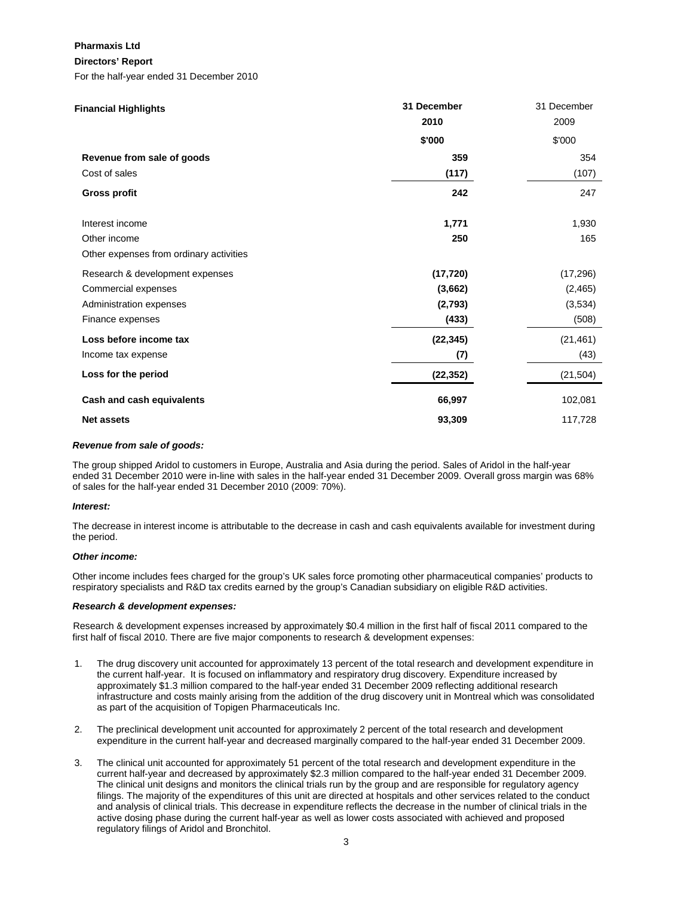**Pharmaxis Ltd**

**Directors' Report**

For the half-year ended 31 December 2010

| **Financial Highlights** | **31 December 2010** | 31 December 2009 |
|---|---|---|
| | **$'000** | $'000 |
| **Revenue from sale of goods** | **359** | 354 |
| Cost of sales | **(117)** | (107) |
| **Gross profit** | **242** | 247 |
| | | |
| Interest income | **1,771** | 1,930 |
| Other income | **250** | 165 |
| Other expenses from ordinary activities | | |
| Research & development expenses | **(17,720)** | (17,296) |
| Commercial expenses | **(3,662)** | (2,465) |
| Administration expenses | **(2,793)** | (3,534) |
| Finance expenses | **(433)** | (508) |
| **Loss before income tax** | **(22,345)** | (21,461) |
| Income tax expense | **(7)** | (43) |
| **Loss for the period** | **(22,352)** | (21,504) |
| **Cash and cash equivalents** | **66,997** | 102,081 |
| **Net assets** | **93,309** | 117,728 |

***Revenue from sale of goods:***

The group shipped Aridol to customers in Europe, Australia and Asia during the period. Sales of Aridol in the half-year ended 31 December 2010 were in-line with sales in the half-year ended 31 December 2009. Overall gross margin was 68% of sales for the half-year ended 31 December 2010 (2009: 70%).

***Interest:***

The decrease in interest income is attributable to the decrease in cash and cash equivalents available for investment during the period.

***Other income:***

Other income includes fees charged for the group's UK sales force promoting other pharmaceutical companies' products to respiratory specialists and R&D tax credits earned by the group's Canadian subsidiary on eligible R&D activities.

***Research & development expenses:***

Research & development expenses increased by approximately $0.4 million in the first half of fiscal 2011 compared to the first half of fiscal 2010. There are five major components to research & development expenses:

1. The drug discovery unit accounted for approximately 13 percent of the total research and development expenditure in the current half-year. It is focused on inflammatory and respiratory drug discovery. Expenditure increased by approximately $1.3 million compared to the half-year ended 31 December 2009 reflecting additional research infrastructure and costs mainly arising from the addition of the drug discovery unit in Montreal which was consolidated as part of the acquisition of Topigen Pharmaceuticals Inc.

2. The preclinical development unit accounted for approximately 2 percent of the total research and development expenditure in the current half-year and decreased marginally compared to the half-year ended 31 December 2009.

3. The clinical unit accounted for approximately 51 percent of the total research and development expenditure in the current half-year and decreased by approximately $2.3 million compared to the half-year ended 31 December 2009. The clinical unit designs and monitors the clinical trials run by the group and are responsible for regulatory agency filings. The majority of the expenditures of this unit are directed at hospitals and other services related to the conduct and analysis of clinical trials. This decrease in expenditure reflects the decrease in the number of clinical trials in the active dosing phase during the current half-year as well as lower costs associated with achieved and proposed regulatory filings of Aridol and Bronchitol.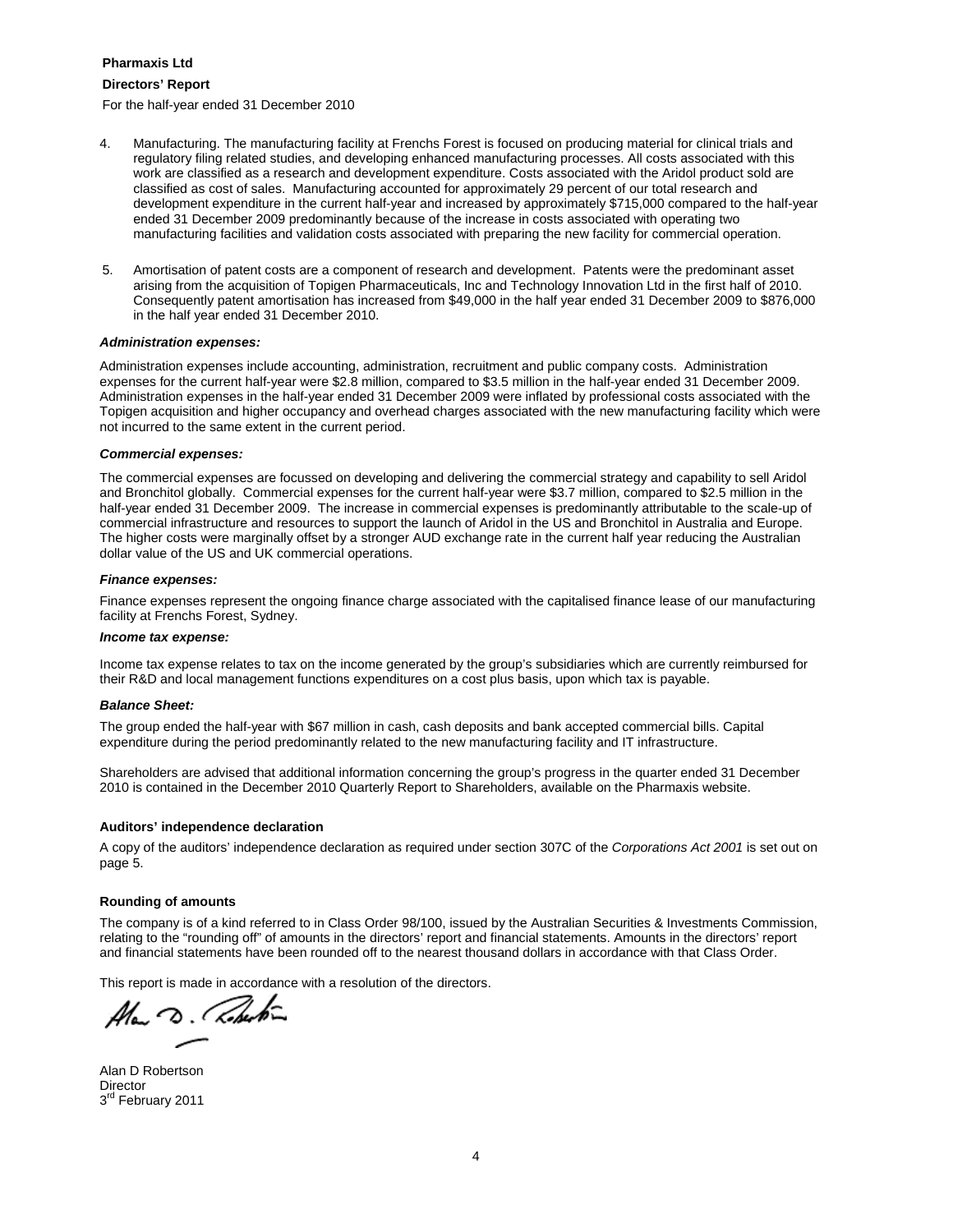**Pharmaxis Ltd**

**Directors' Report**

For the half-year ended 31 December 2010

4. Manufacturing. The manufacturing facility at Frenchs Forest is focused on producing material for clinical trials and regulatory filing related studies, and developing enhanced manufacturing processes. All costs associated with this work are classified as a research and development expenditure. Costs associated with the Aridol product sold are classified as cost of sales. Manufacturing accounted for approximately 29 percent of our total research and development expenditure in the current half-year and increased by approximately $715,000 compared to the half-year ended 31 December 2009 predominantly because of the increase in costs associated with operating two manufacturing facilities and validation costs associated with preparing the new facility for commercial operation.

5. Amortisation of patent costs are a component of research and development. Patents were the predominant asset arising from the acquisition of Topigen Pharmaceuticals, Inc and Technology Innovation Ltd in the first half of 2010. Consequently patent amortisation has increased from $49,000 in the half year ended 31 December 2009 to $876,000 in the half year ended 31 December 2010.

***Administration expenses:***

Administration expenses include accounting, administration, recruitment and public company costs. Administration expenses for the current half-year were $2.8 million, compared to $3.5 million in the half-year ended 31 December 2009. Administration expenses in the half-year ended 31 December 2009 were inflated by professional costs associated with the Topigen acquisition and higher occupancy and overhead charges associated with the new manufacturing facility which were not incurred to the same extent in the current period.

***Commercial expenses:***

The commercial expenses are focussed on developing and delivering the commercial strategy and capability to sell Aridol and Bronchitol globally. Commercial expenses for the current half-year were $3.7 million, compared to $2.5 million in the half-year ended 31 December 2009. The increase in commercial expenses is predominantly attributable to the scale-up of commercial infrastructure and resources to support the launch of Aridol in the US and Bronchitol in Australia and Europe. The higher costs were marginally offset by a stronger AUD exchange rate in the current half year reducing the Australian dollar value of the US and UK commercial operations.

***Finance expenses:***

Finance expenses represent the ongoing finance charge associated with the capitalised finance lease of our manufacturing facility at Frenchs Forest, Sydney.

***Income tax expense:***

Income tax expense relates to tax on the income generated by the group's subsidiaries which are currently reimbursed for their R&D and local management functions expenditures on a cost plus basis, upon which tax is payable.

***Balance Sheet:***

The group ended the half-year with $67 million in cash, cash deposits and bank accepted commercial bills. Capital expenditure during the period predominantly related to the new manufacturing facility and IT infrastructure.

Shareholders are advised that additional information concerning the group's progress in the quarter ended 31 December 2010 is contained in the December 2010 Quarterly Report to Shareholders, available on the Pharmaxis website.

**Auditors' independence declaration**

A copy of the auditors' independence declaration as required under section 307C of the *Corporations Act 2001* is set out on page 5.

**Rounding of amounts**

The company is of a kind referred to in Class Order 98/100, issued by the Australian Securities & Investments Commission, relating to the "rounding off" of amounts in the directors' report and financial statements. Amounts in the directors' report and financial statements have been rounded off to the nearest thousand dollars in accordance with that Class Order.

This report is made in accordance with a resolution of the directors.

Alan D Robertson
Director
3rd February 2011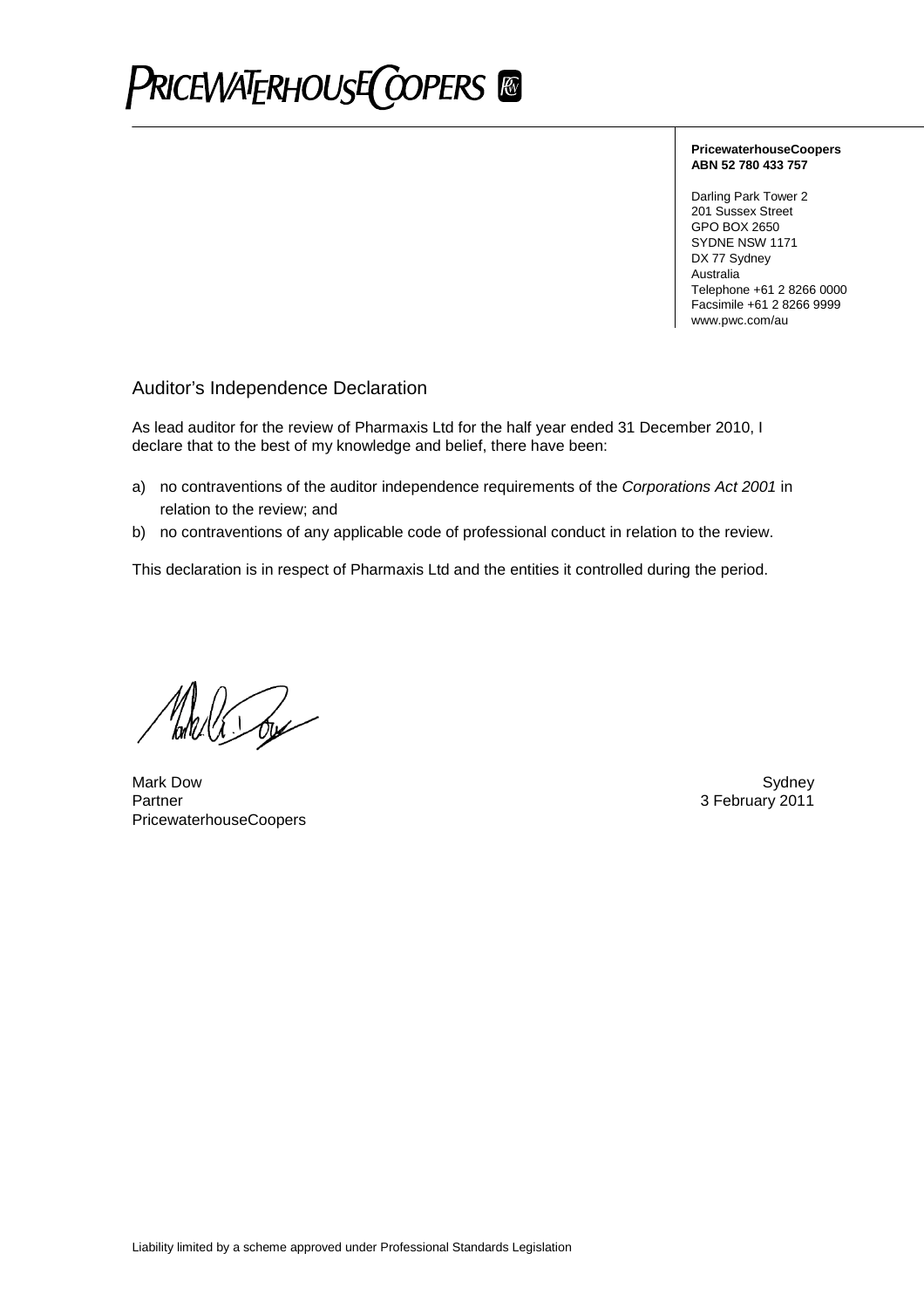PRICEWATERHOUSECOOPERS

**PricewaterhouseCoopers**
**ABN 52 780 433 757**

Darling Park Tower 2
201 Sussex Street
GPO BOX 2650
SYDNE NSW 1171
DX 77 Sydney
Australia
Telephone +61 2 8266 0000
Facsimile +61 2 8266 9999
www.pwc.com/au

## Auditor's Independence Declaration

As lead auditor for the review of Pharmaxis Ltd for the half year ended 31 December 2010, I declare that to the best of my knowledge and belief, there have been:

a) no contraventions of the auditor independence requirements of the *Corporations Act 2001* in relation to the review; and
b) no contraventions of any applicable code of professional conduct in relation to the review.

This declaration is in respect of Pharmaxis Ltd and the entities it controlled during the period.

Mark Dow
Partner
PricewaterhouseCoopers

Sydney
3 February 2011

Liability limited by a scheme approved under Professional Standards Legislation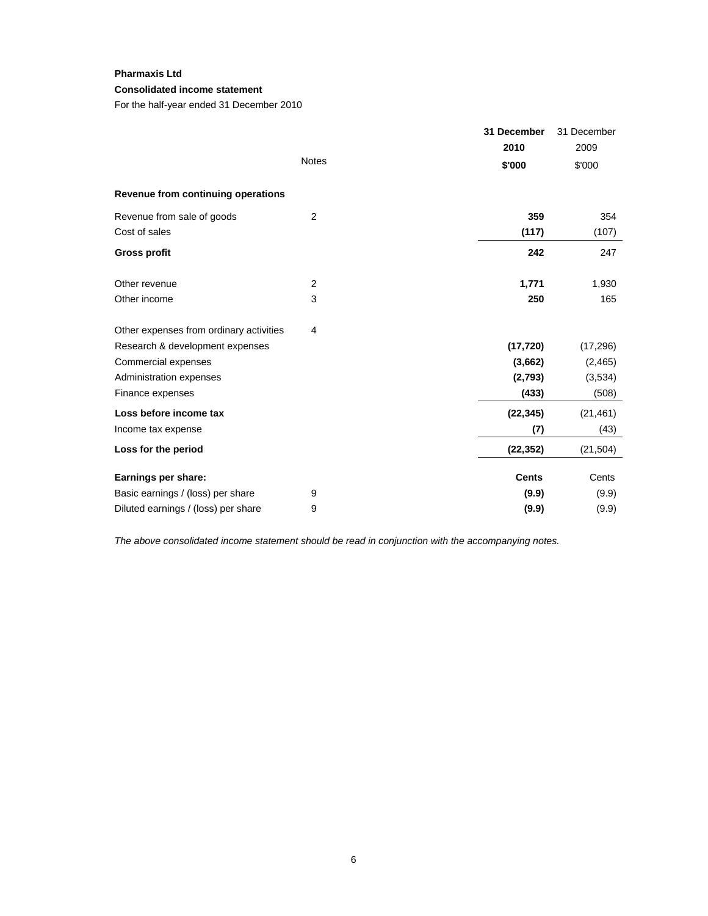**Pharmaxis Ltd**

**Consolidated income statement**

For the half-year ended 31 December 2010

| | Notes | **31 December 2010 $'000** | 31 December 2009 $'000 |
|---|---|---|---|
| **Revenue from continuing operations** | | | |
| Revenue from sale of goods | 2 | **359** | 354 |
| Cost of sales | | **(117)** | (107) |
| **Gross profit** | | **242** | 247 |
| Other revenue | 2 | **1,771** | 1,930 |
| Other income | 3 | **250** | 165 |
| Other expenses from ordinary activities | 4 | | |
| Research & development expenses | | **(17,720)** | (17,296) |
| Commercial expenses | | **(3,662)** | (2,465) |
| Administration expenses | | **(2,793)** | (3,534) |
| Finance expenses | | **(433)** | (508) |
| **Loss before income tax** | | **(22,345)** | (21,461) |
| Income tax expense | | **(7)** | (43) |
| **Loss for the period** | | **(22,352)** | (21,504) |
| **Earnings per share:** | | **Cents** | Cents |
| Basic earnings / (loss) per share | 9 | **(9.9)** | (9.9) |
| Diluted earnings / (loss) per share | 9 | **(9.9)** | (9.9) |

*The above consolidated income statement should be read in conjunction with the accompanying notes.*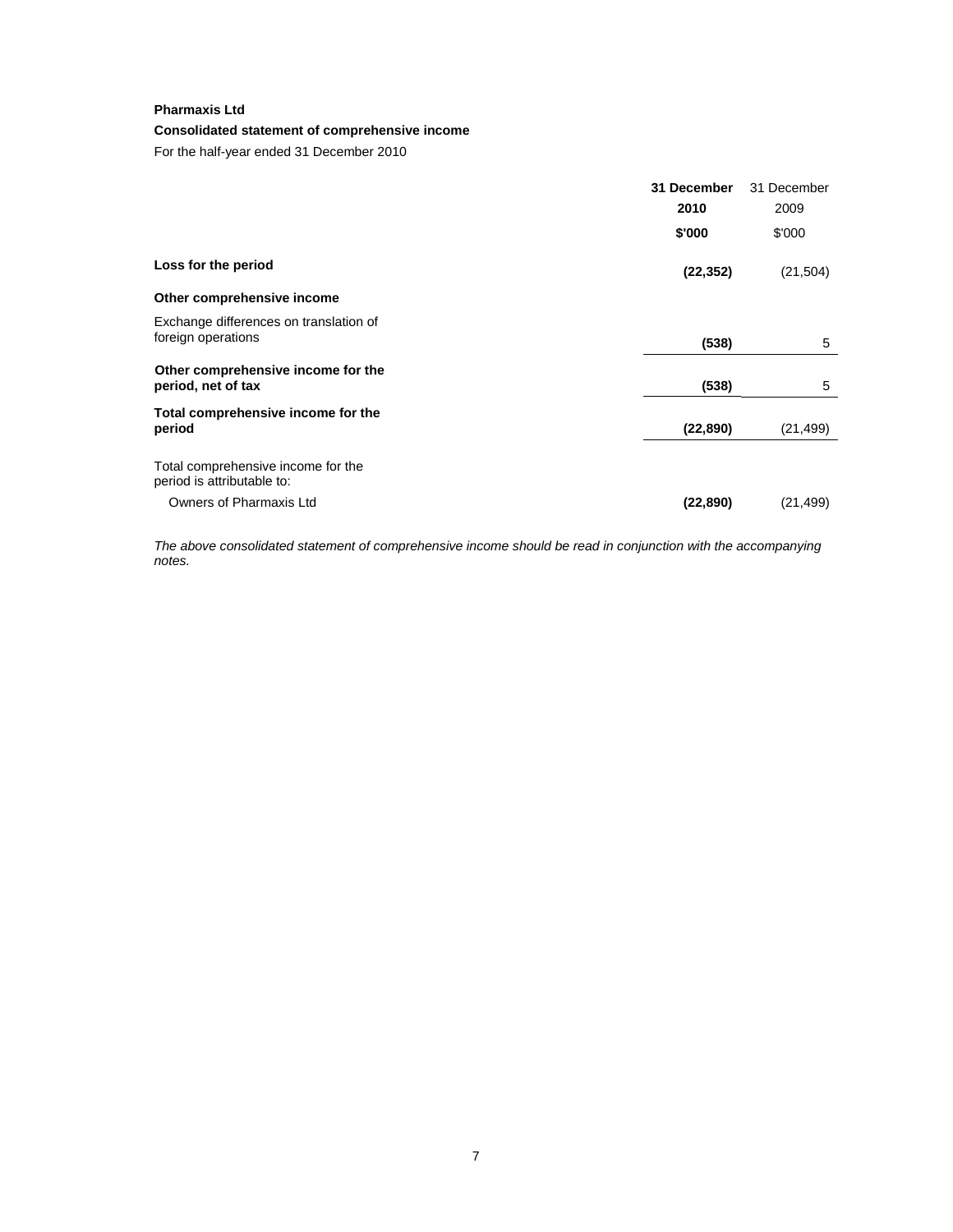**Pharmaxis Ltd**

**Consolidated statement of comprehensive income**

For the half-year ended 31 December 2010

| | **31 December 2010 \$'000** | 31 December 2009 \$'000 |
|---|---|---|
| **Loss for the period** | **(22,352)** | (21,504) |
| **Other comprehensive income** | | |
| Exchange differences on translation of foreign operations | **(538)** | 5 |
| **Other comprehensive income for the period, net of tax** | **(538)** | 5 |
| **Total comprehensive income for the period** | **(22,890)** | (21,499) |
| Total comprehensive income for the period is attributable to: | | |
| Owners of Pharmaxis Ltd | **(22,890)** | (21,499) |

*The above consolidated statement of comprehensive income should be read in conjunction with the accompanying notes.*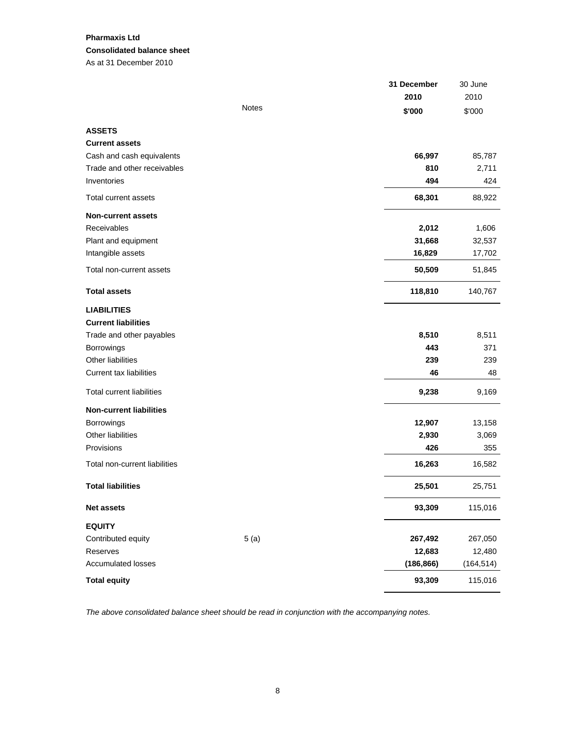**Pharmaxis Ltd**

**Consolidated balance sheet**

As at 31 December 2010

| | Notes | **31 December 2010 $'000** | 30 June 2010 $'000 |
|---|---|---|---|
| **ASSETS** | | | |
| **Current assets** | | | |
| Cash and cash equivalents | | **66,997** | 85,787 |
| Trade and other receivables | | **810** | 2,711 |
| Inventories | | **494** | 424 |
| Total current assets | | **68,301** | 88,922 |
| **Non-current assets** | | | |
| Receivables | | **2,012** | 1,606 |
| Plant and equipment | | **31,668** | 32,537 |
| Intangible assets | | **16,829** | 17,702 |
| Total non-current assets | | **50,509** | 51,845 |
| **Total assets** | | **118,810** | 140,767 |
| **LIABILITIES** | | | |
| **Current liabilities** | | | |
| Trade and other payables | | **8,510** | 8,511 |
| Borrowings | | **443** | 371 |
| Other liabilities | | **239** | 239 |
| Current tax liabilities | | **46** | 48 |
| Total current liabilities | | **9,238** | 9,169 |
| **Non-current liabilities** | | | |
| Borrowings | | **12,907** | 13,158 |
| Other liabilities | | **2,930** | 3,069 |
| Provisions | | **426** | 355 |
| Total non-current liabilities | | **16,263** | 16,582 |
| **Total liabilities** | | **25,501** | 25,751 |
| **Net assets** | | **93,309** | 115,016 |
| **EQUITY** | | | |
| Contributed equity | 5 (a) | **267,492** | 267,050 |
| Reserves | | **12,683** | 12,480 |
| Accumulated losses | | **(186,866)** | (164,514) |
| **Total equity** | | **93,309** | 115,016 |

*The above consolidated balance sheet should be read in conjunction with the accompanying notes.*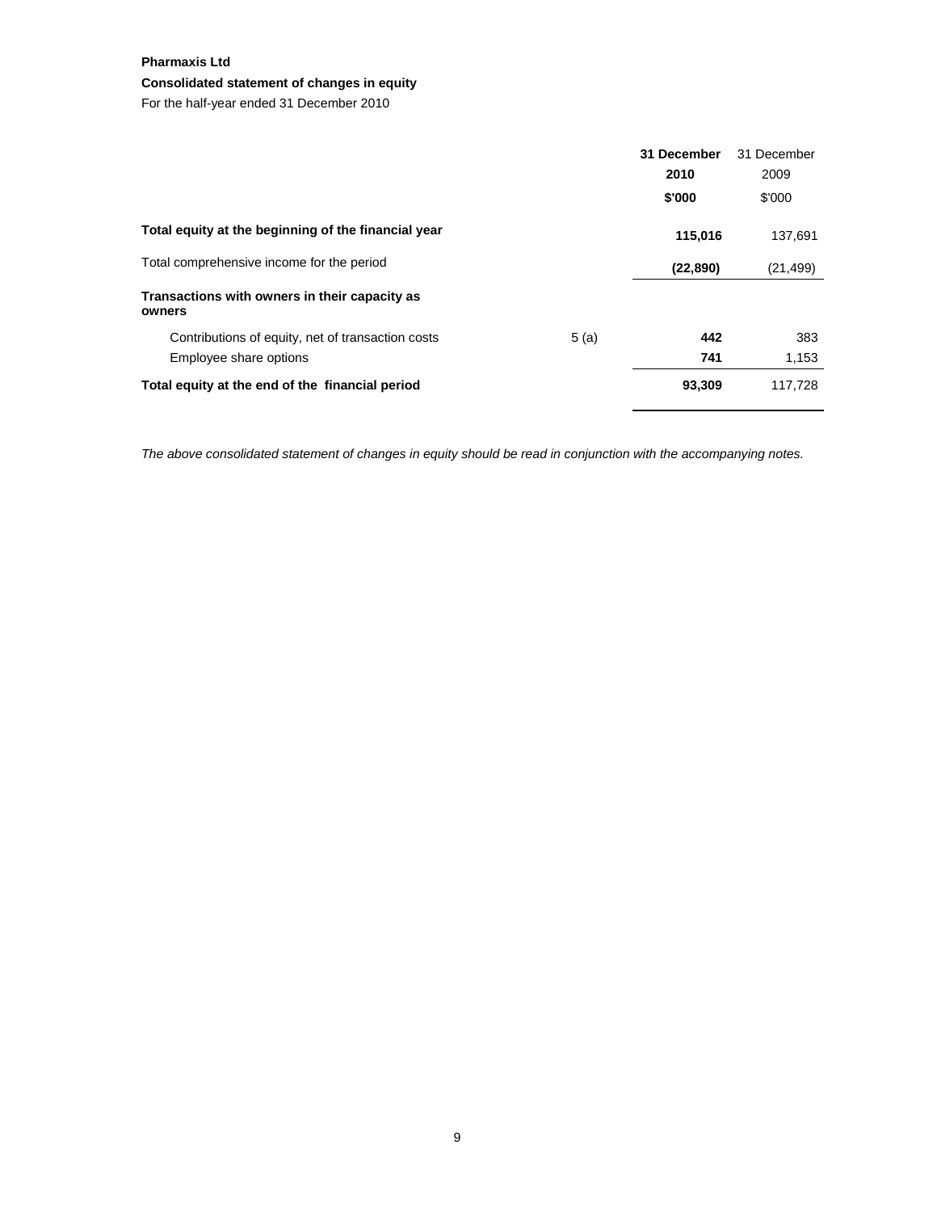**Pharmaxis Ltd**

**Consolidated statement of changes in equity**

For the half-year ended 31 December 2010

| | | **31 December 2010** | 31 December 2009 |
|---|---|---|---|
| | | **$'000** | $'000 |
| **Total equity at the beginning of the financial year** | | **115,016** | 137,691 |
| Total comprehensive income for the period | | **(22,890)** | (21,499) |
| **Transactions with owners in their capacity as owners** | | | |
| Contributions of equity, net of transaction costs | 5 (a) | **442** | 383 |
| Employee share options | | **741** | 1,153 |
| **Total equity at the end of the financial period** | | **93,309** | 117,728 |

*The above consolidated statement of changes in equity should be read in conjunction with the accompanying notes.*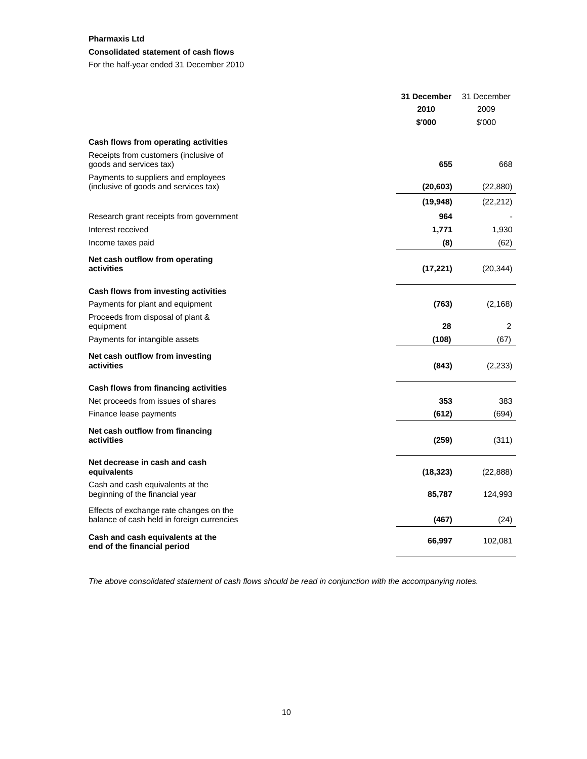**Pharmaxis Ltd**

**Consolidated statement of cash flows**

For the half-year ended 31 December 2010

| | **31 December 2010 $'000** | 31 December 2009 $'000 |
|---|---|---|
| **Cash flows from operating activities** | | |
| Receipts from customers (inclusive of goods and services tax) | **655** | 668 |
| Payments to suppliers and employees (inclusive of goods and services tax) | **(20,603)** | (22,880) |
| | **(19,948)** | (22,212) |
| Research grant receipts from government | **964** | - |
| Interest received | **1,771** | 1,930 |
| Income taxes paid | **(8)** | (62) |
| **Net cash outflow from operating activities** | **(17,221)** | (20,344) |
| **Cash flows from investing activities** | | |
| Payments for plant and equipment | **(763)** | (2,168) |
| Proceeds from disposal of plant & equipment | **28** | 2 |
| Payments for intangible assets | **(108)** | (67) |
| **Net cash outflow from investing activities** | **(843)** | (2,233) |
| **Cash flows from financing activities** | | |
| Net proceeds from issues of shares | **353** | 383 |
| Finance lease payments | **(612)** | (694) |
| **Net cash outflow from financing activities** | **(259)** | (311) |
| **Net decrease in cash and cash equivalents** | **(18,323)** | (22,888) |
| Cash and cash equivalents at the beginning of the financial year | **85,787** | 124,993 |
| Effects of exchange rate changes on the balance of cash held in foreign currencies | **(467)** | (24) |
| **Cash and cash equivalents at the end of the financial period** | **66,997** | 102,081 |

*The above consolidated statement of cash flows should be read in conjunction with the accompanying notes.*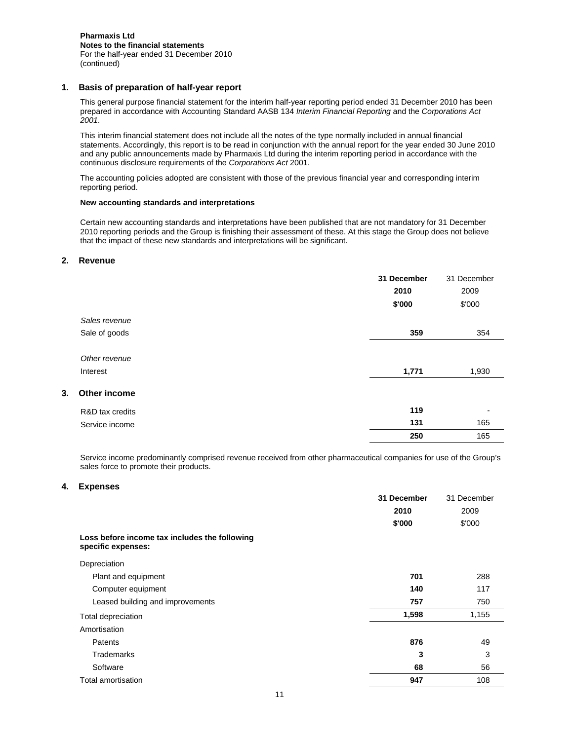**Pharmaxis Ltd**
**Notes to the financial statements**
For the half-year ended 31 December 2010
(continued)

## 1. Basis of preparation of half-year report

This general purpose financial statement for the interim half-year reporting period ended 31 December 2010 has been prepared in accordance with Accounting Standard AASB 134 *Interim Financial Reporting* and the *Corporations Act 2001*.

This interim financial statement does not include all the notes of the type normally included in annual financial statements. Accordingly, this report is to be read in conjunction with the annual report for the year ended 30 June 2010 and any public announcements made by Pharmaxis Ltd during the interim reporting period in accordance with the continuous disclosure requirements of the *Corporations Act* 2001.

The accounting policies adopted are consistent with those of the previous financial year and corresponding interim reporting period.

**New accounting standards and interpretations**

Certain new accounting standards and interpretations have been published that are not mandatory for 31 December 2010 reporting periods and the Group is finishing their assessment of these. At this stage the Group does not believe that the impact of these new standards and interpretations will be significant.

## 2. Revenue

| | **31 December 2010 $'000** | 31 December 2009 $'000 |
|---|---|---|
| *Sales revenue* | | |
| Sale of goods | **359** | 354 |
| *Other revenue* | | |
| Interest | **1,771** | 1,930 |

## 3. Other income

| | **31 December 2010 $'000** | 31 December 2009 $'000 |
|---|---|---|
| R&D tax credits | **119** | - |
| Service income | **131** | 165 |
| | **250** | 165 |

Service income predominantly comprised revenue received from other pharmaceutical companies for use of the Group's sales force to promote their products.

## 4. Expenses

| | **31 December 2010 $'000** | 31 December 2009 $'000 |
|---|---|---|
| **Loss before income tax includes the following specific expenses:** | | |
| Depreciation | | |
| Plant and equipment | **701** | 288 |
| Computer equipment | **140** | 117 |
| Leased building and improvements | **757** | 750 |
| Total depreciation | **1,598** | 1,155 |
| Amortisation | | |
| Patents | **876** | 49 |
| Trademarks | **3** | 3 |
| Software | **68** | 56 |
| Total amortisation | **947** | 108 |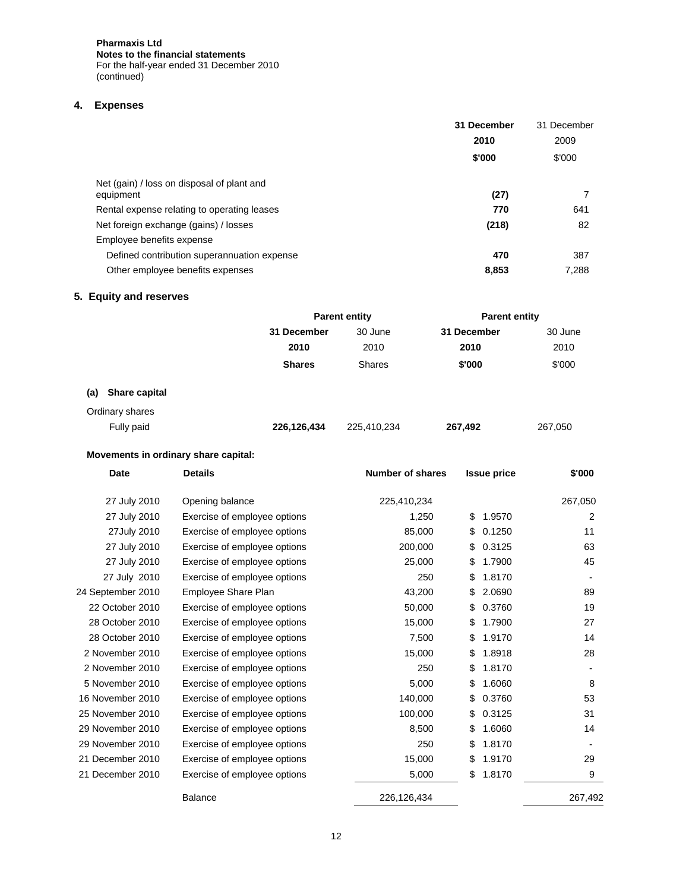**Pharmaxis Ltd**
**Notes to the financial statements**
For the half-year ended 31 December 2010
(continued)

## 4. Expenses

| | 31 December 2010 $'000 | 31 December 2009 $'000 |
|---|---|---|
| Net (gain) / loss on disposal of plant and equipment | **(27)** | 7 |
| Rental expense relating to operating leases | **770** | 641 |
| Net foreign exchange (gains) / losses | **(218)** | 82 |
| Employee benefits expense | | |
| Defined contribution superannuation expense | **470** | 387 |
| Other employee benefits expenses | **8,853** | 7,288 |

## 5. Equity and reserves

| | Parent entity | | Parent entity | |
|---|---|---|---|---|
| | **31 December 2010 Shares** | 30 June 2010 Shares | **31 December 2010 $'000** | 30 June 2010 $'000 |
| **(a) Share capital** | | | | |
| Ordinary shares | | | | |
| Fully paid | **226,126,434** | 225,410,234 | **267,492** | 267,050 |

**Movements in ordinary share capital:**

| Date | Details | Number of shares | Issue price | $'000 |
|---|---|---|---|---|
| 27 July 2010 | Opening balance | 225,410,234 | | 267,050 |
| 27 July 2010 | Exercise of employee options | 1,250 | $ 1.9570 | 2 |
| 27July 2010 | Exercise of employee options | 85,000 | $ 0.1250 | 11 |
| 27 July 2010 | Exercise of employee options | 200,000 | $ 0.3125 | 63 |
| 27 July 2010 | Exercise of employee options | 25,000 | $ 1.7900 | 45 |
| 27 July 2010 | Exercise of employee options | 250 | $ 1.8170 | - |
| 24 September 2010 | Employee Share Plan | 43,200 | $ 2.0690 | 89 |
| 22 October 2010 | Exercise of employee options | 50,000 | $ 0.3760 | 19 |
| 28 October 2010 | Exercise of employee options | 15,000 | $ 1.7900 | 27 |
| 28 October 2010 | Exercise of employee options | 7,500 | $ 1.9170 | 14 |
| 2 November 2010 | Exercise of employee options | 15,000 | $ 1.8918 | 28 |
| 2 November 2010 | Exercise of employee options | 250 | $ 1.8170 | - |
| 5 November 2010 | Exercise of employee options | 5,000 | $ 1.6060 | 8 |
| 16 November 2010 | Exercise of employee options | 140,000 | $ 0.3760 | 53 |
| 25 November 2010 | Exercise of employee options | 100,000 | $ 0.3125 | 31 |
| 29 November 2010 | Exercise of employee options | 8,500 | $ 1.6060 | 14 |
| 29 November 2010 | Exercise of employee options | 250 | $ 1.8170 | - |
| 21 December 2010 | Exercise of employee options | 15,000 | $ 1.9170 | 29 |
| 21 December 2010 | Exercise of employee options | 5,000 | $ 1.8170 | 9 |
| | Balance | 226,126,434 | | 267,492 |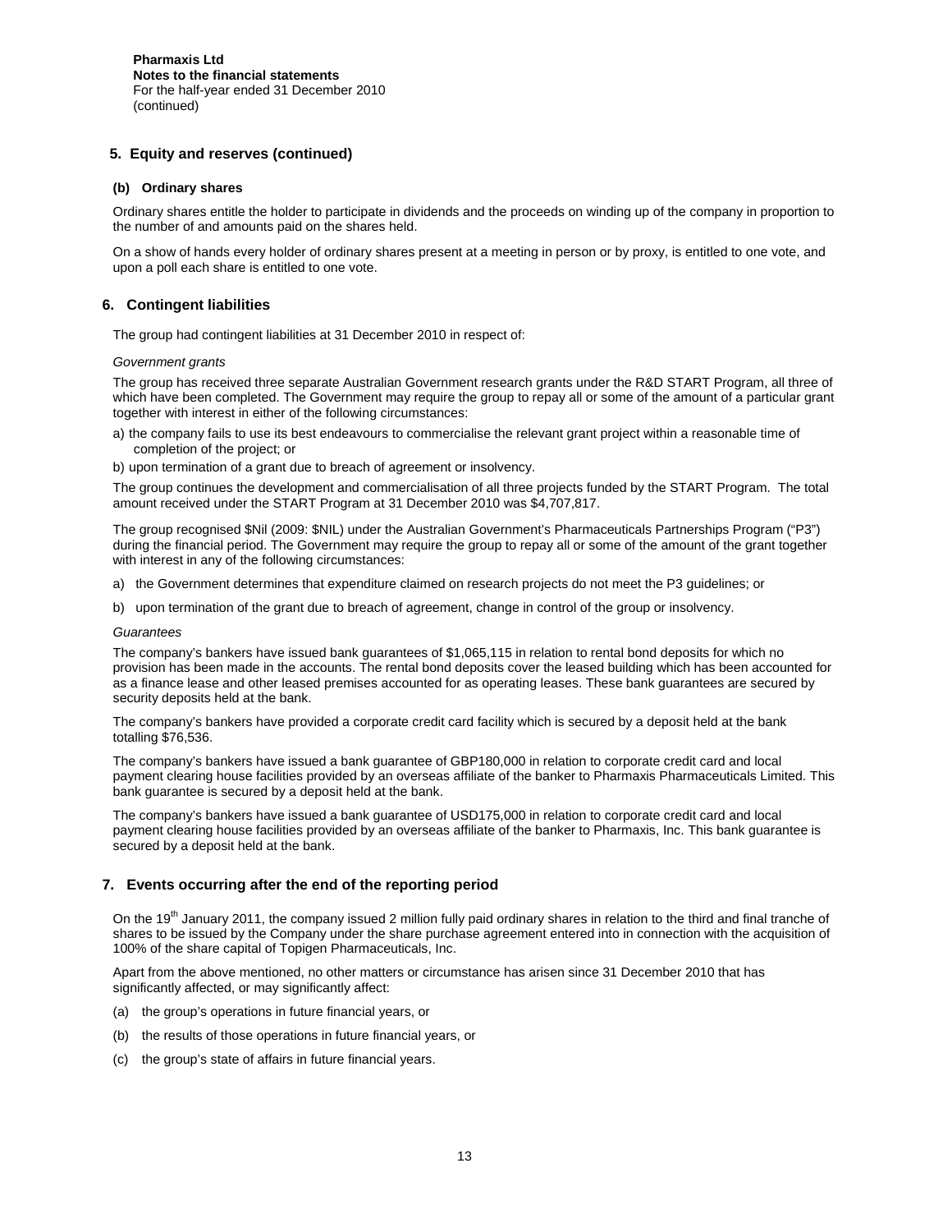# 5. Equity and reserves (continued)

### (b) Ordinary shares

Ordinary shares entitle the holder to participate in dividends and the proceeds on winding up of the company in proportion to the number of and amounts paid on the shares held.

On a show of hands every holder of ordinary shares present at a meeting in person or by proxy, is entitled to one vote, and upon a poll each share is entitled to one vote.

# 6. Contingent liabilities

The group had contingent liabilities at 31 December 2010 in respect of:

*Government grants*

The group has received three separate Australian Government research grants under the R&D START Program, all three of which have been completed. The Government may require the group to repay all or some of the amount of a particular grant together with interest in either of the following circumstances:

a) the company fails to use its best endeavours to commercialise the relevant grant project within a reasonable time of completion of the project; or

b) upon termination of a grant due to breach of agreement or insolvency.

The group continues the development and commercialisation of all three projects funded by the START Program. The total amount received under the START Program at 31 December 2010 was $4,707,817.

The group recognised $Nil (2009: $NIL) under the Australian Government's Pharmaceuticals Partnerships Program ("P3") during the financial period. The Government may require the group to repay all or some of the amount of the grant together with interest in any of the following circumstances:

a) the Government determines that expenditure claimed on research projects do not meet the P3 guidelines; or

b) upon termination of the grant due to breach of agreement, change in control of the group or insolvency.

*Guarantees*

The company's bankers have issued bank guarantees of $1,065,115 in relation to rental bond deposits for which no provision has been made in the accounts. The rental bond deposits cover the leased building which has been accounted for as a finance lease and other leased premises accounted for as operating leases. These bank guarantees are secured by security deposits held at the bank.

The company's bankers have provided a corporate credit card facility which is secured by a deposit held at the bank totalling $76,536.

The company's bankers have issued a bank guarantee of GBP180,000 in relation to corporate credit card and local payment clearing house facilities provided by an overseas affiliate of the banker to Pharmaxis Pharmaceuticals Limited. This bank guarantee is secured by a deposit held at the bank.

The company's bankers have issued a bank guarantee of USD175,000 in relation to corporate credit card and local payment clearing house facilities provided by an overseas affiliate of the banker to Pharmaxis, Inc. This bank guarantee is secured by a deposit held at the bank.

# 7. Events occurring after the end of the reporting period

On the 19th January 2011, the company issued 2 million fully paid ordinary shares in relation to the third and final tranche of shares to be issued by the Company under the share purchase agreement entered into in connection with the acquisition of 100% of the share capital of Topigen Pharmaceuticals, Inc.

Apart from the above mentioned, no other matters or circumstance has arisen since 31 December 2010 that has significantly affected, or may significantly affect:

(a) the group's operations in future financial years, or

(b) the results of those operations in future financial years, or

(c) the group's state of affairs in future financial years.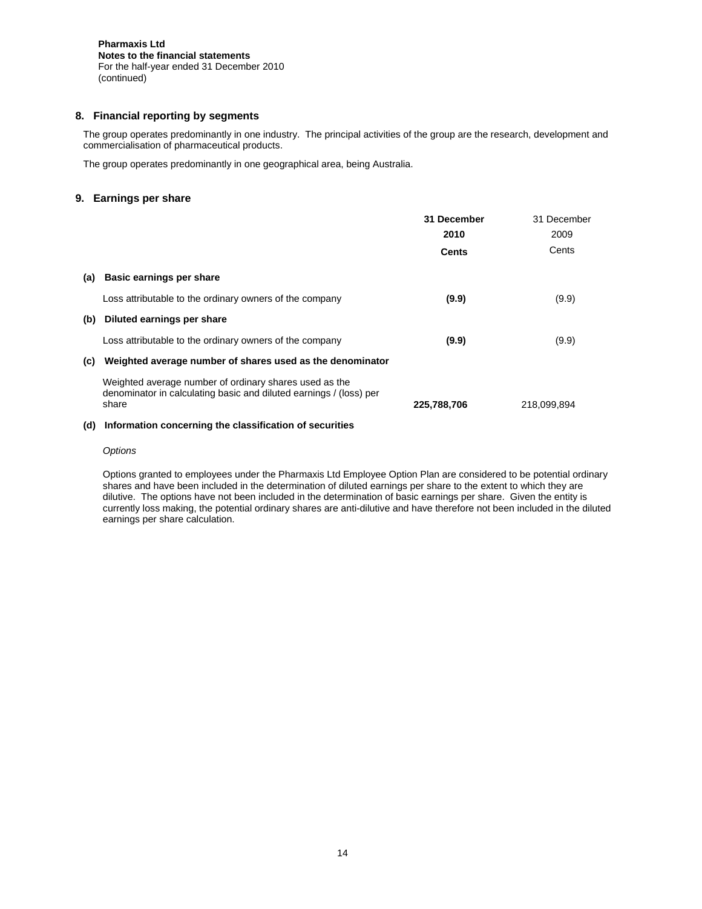**Pharmaxis Ltd**
**Notes to the financial statements**
For the half-year ended 31 December 2010
(continued)

## 8. Financial reporting by segments

The group operates predominantly in one industry. The principal activities of the group are the research, development and commercialisation of pharmaceutical products.

The group operates predominantly in one geographical area, being Australia.

## 9. Earnings per share

| | | **31 December 2010** | 31 December 2009 |
|---|---|---|---|
| | | **Cents** | Cents |
| **(a)** | **Basic earnings per share** | | |
| | Loss attributable to the ordinary owners of the company | **(9.9)** | (9.9) |
| **(b)** | **Diluted earnings per share** | | |
| | Loss attributable to the ordinary owners of the company | **(9.9)** | (9.9) |
| **(c)** | **Weighted average number of shares used as the denominator** | | |
| | Weighted average number of ordinary shares used as the denominator in calculating basic and diluted earnings / (loss) per share | **225,788,706** | 218,099,894 |

**(d) Information concerning the classification of securities**

*Options*

Options granted to employees under the Pharmaxis Ltd Employee Option Plan are considered to be potential ordinary shares and have been included in the determination of diluted earnings per share to the extent to which they are dilutive. The options have not been included in the determination of basic earnings per share. Given the entity is currently loss making, the potential ordinary shares are anti-dilutive and have therefore not been included in the diluted earnings per share calculation.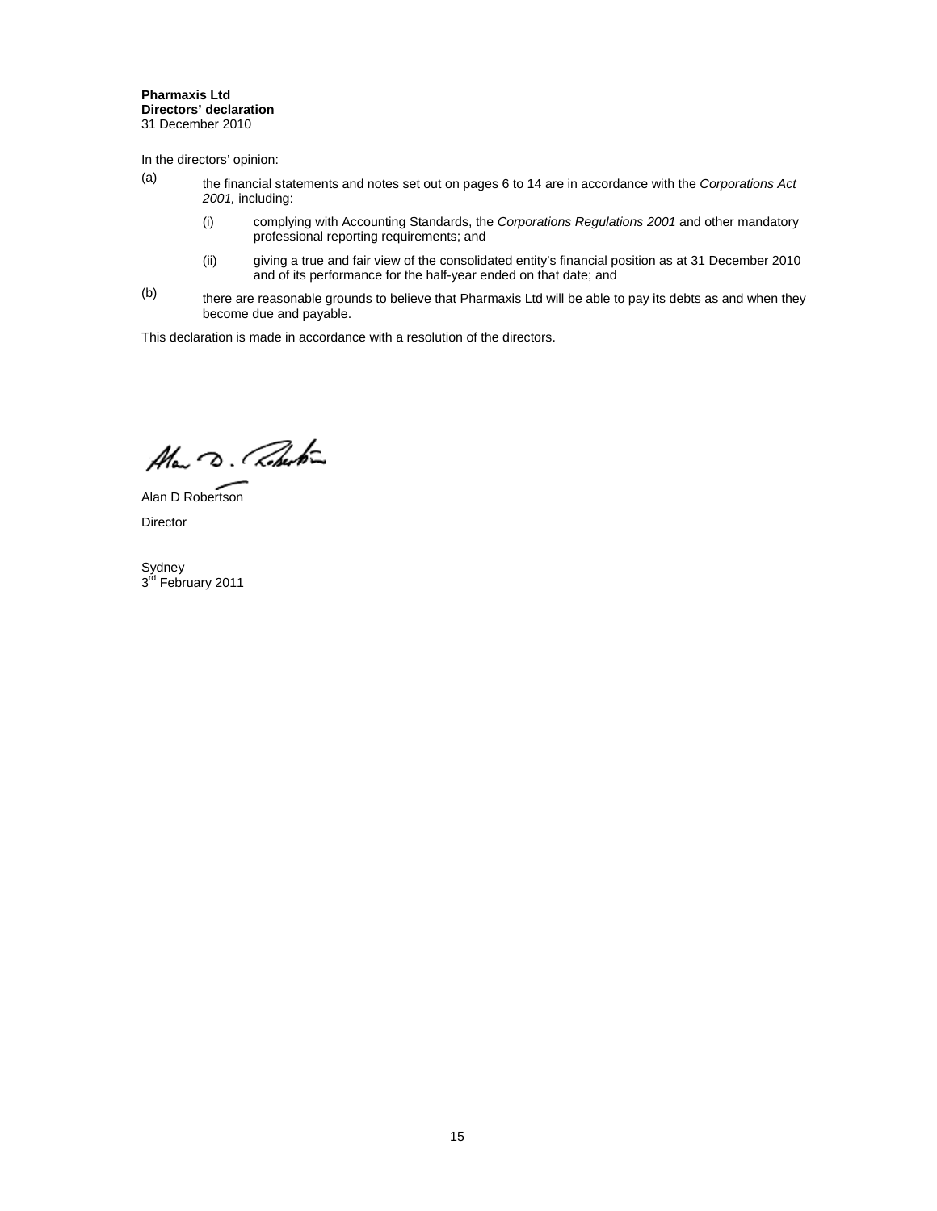**Pharmaxis Ltd**
**Directors' declaration**
31 December 2010

In the directors' opinion:

(a) the financial statements and notes set out on pages 6 to 14 are in accordance with the *Corporations Act 2001,* including:

  (i) complying with Accounting Standards, the *Corporations Regulations 2001* and other mandatory professional reporting requirements; and

  (ii) giving a true and fair view of the consolidated entity's financial position as at 31 December 2010 and of its performance for the half-year ended on that date; and

(b) there are reasonable grounds to believe that Pharmaxis Ltd will be able to pay its debts as and when they become due and payable.

This declaration is made in accordance with a resolution of the directors.

Alan D Robertson

Director

Sydney
3rd February 2011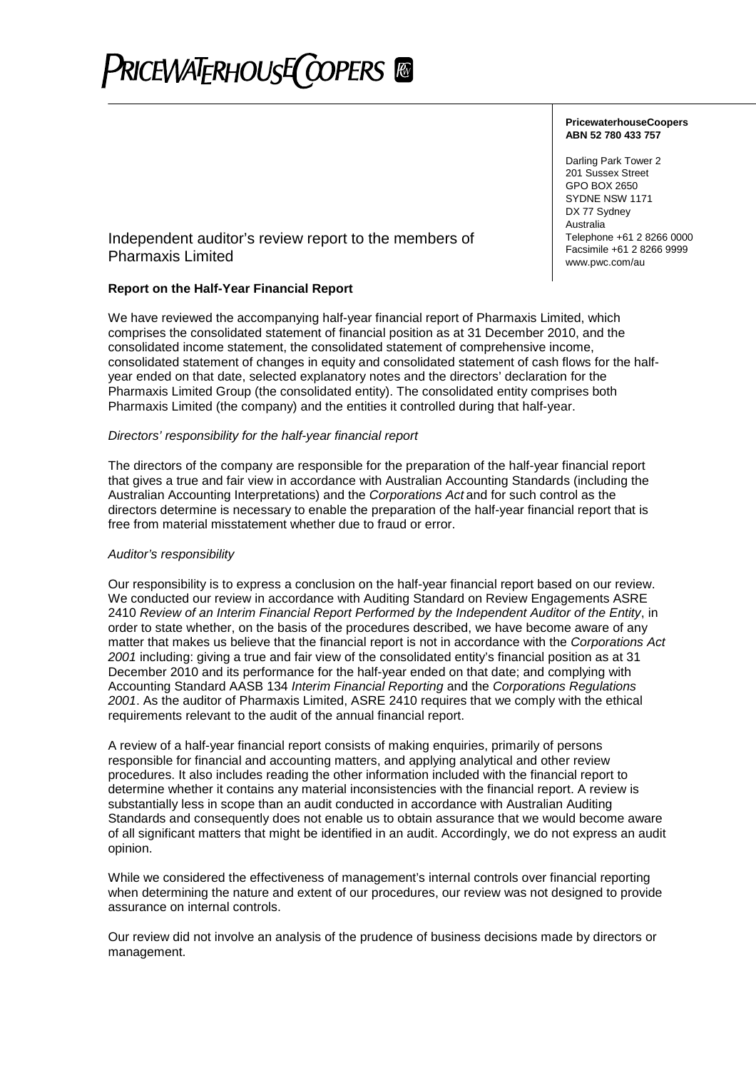**PricewaterhouseCoopers**
**ABN 52 780 433 757**

Darling Park Tower 2
201 Sussex Street
GPO BOX 2650
SYDNE NSW 1171
DX 77 Sydney
Australia
Telephone +61 2 8266 0000
Facsimile +61 2 8266 9999
www.pwc.com/au

# Independent auditor's review report to the members of Pharmaxis Limited

## Report on the Half-Year Financial Report

We have reviewed the accompanying half-year financial report of Pharmaxis Limited, which comprises the consolidated statement of financial position as at 31 December 2010, and the consolidated income statement, the consolidated statement of comprehensive income, consolidated statement of changes in equity and consolidated statement of cash flows for the half-year ended on that date, selected explanatory notes and the directors' declaration for the Pharmaxis Limited Group (the consolidated entity). The consolidated entity comprises both Pharmaxis Limited (the company) and the entities it controlled during that half-year.

*Directors' responsibility for the half-year financial report*

The directors of the company are responsible for the preparation of the half-year financial report that gives a true and fair view in accordance with Australian Accounting Standards (including the Australian Accounting Interpretations) and the *Corporations Act* and for such control as the directors determine is necessary to enable the preparation of the half-year financial report that is free from material misstatement whether due to fraud or error.

*Auditor's responsibility*

Our responsibility is to express a conclusion on the half-year financial report based on our review. We conducted our review in accordance with Auditing Standard on Review Engagements ASRE 2410 *Review of an Interim Financial Report Performed by the Independent Auditor of the Entity*, in order to state whether, on the basis of the procedures described, we have become aware of any matter that makes us believe that the financial report is not in accordance with the *Corporations Act 2001* including: giving a true and fair view of the consolidated entity's financial position as at 31 December 2010 and its performance for the half-year ended on that date; and complying with Accounting Standard AASB 134 *Interim Financial Reporting* and the *Corporations Regulations 2001*. As the auditor of Pharmaxis Limited, ASRE 2410 requires that we comply with the ethical requirements relevant to the audit of the annual financial report.

A review of a half-year financial report consists of making enquiries, primarily of persons responsible for financial and accounting matters, and applying analytical and other review procedures. It also includes reading the other information included with the financial report to determine whether it contains any material inconsistencies with the financial report. A review is substantially less in scope than an audit conducted in accordance with Australian Auditing Standards and consequently does not enable us to obtain assurance that we would become aware of all significant matters that might be identified in an audit. Accordingly, we do not express an audit opinion.

While we considered the effectiveness of management's internal controls over financial reporting when determining the nature and extent of our procedures, our review was not designed to provide assurance on internal controls.

Our review did not involve an analysis of the prudence of business decisions made by directors or management.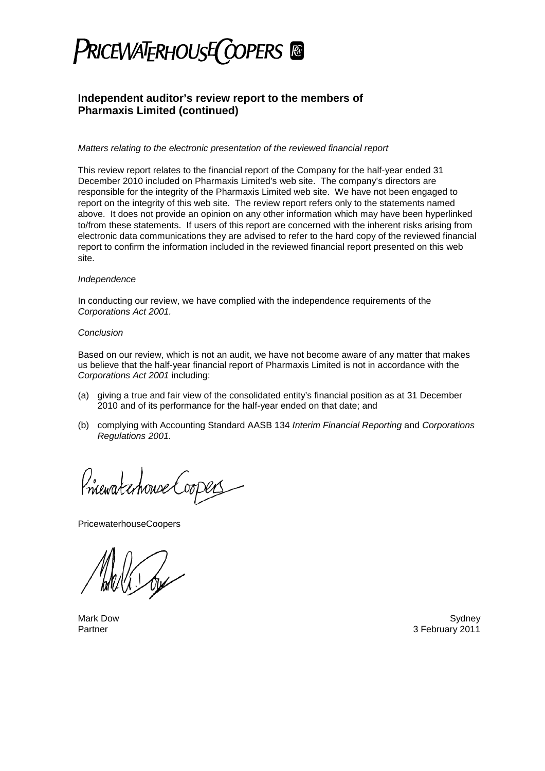PRICEWATERHOUSECOOPERS

## Independent auditor's review report to the members of Pharmaxis Limited (continued)

*Matters relating to the electronic presentation of the reviewed financial report*

This review report relates to the financial report of the Company for the half-year ended 31 December 2010 included on Pharmaxis Limited's web site. The company's directors are responsible for the integrity of the Pharmaxis Limited web site. We have not been engaged to report on the integrity of this web site. The review report refers only to the statements named above. It does not provide an opinion on any other information which may have been hyperlinked to/from these statements. If users of this report are concerned with the inherent risks arising from electronic data communications they are advised to refer to the hard copy of the reviewed financial report to confirm the information included in the reviewed financial report presented on this web site.

*Independence*

In conducting our review, we have complied with the independence requirements of the *Corporations Act 2001.*

*Conclusion*

Based on our review, which is not an audit, we have not become aware of any matter that makes us believe that the half-year financial report of Pharmaxis Limited is not in accordance with the *Corporations Act 2001* including:

(a) giving a true and fair view of the consolidated entity's financial position as at 31 December 2010 and of its performance for the half-year ended on that date; and

(b) complying with Accounting Standard AASB 134 *Interim Financial Reporting* and *Corporations Regulations 2001.*

PricewaterhouseCoopers

Mark Dow
Partner

Sydney
3 February 2011